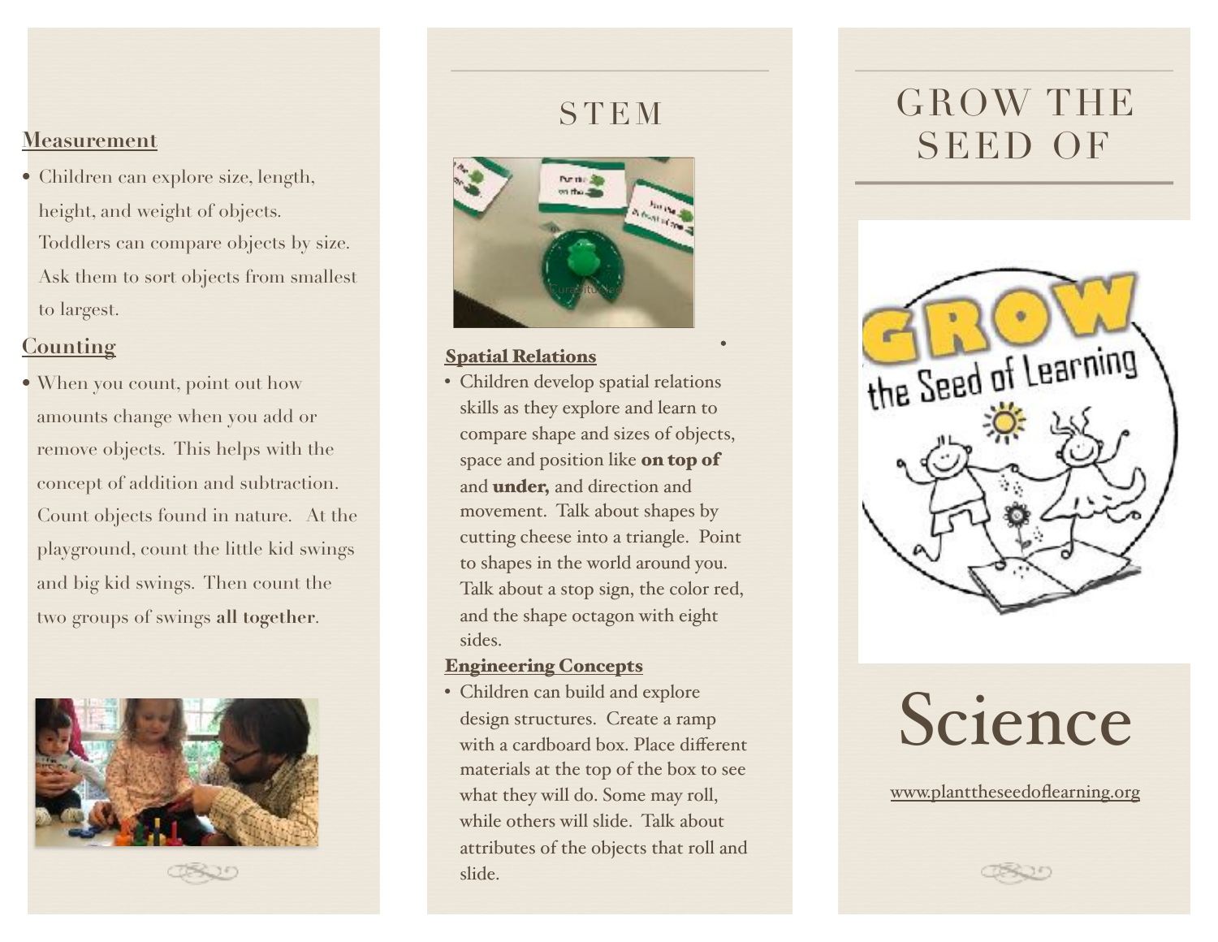## Measurement

- Children can explore size, length, height, and weight of objects. Toddlers can compare objects by size. Ask them to sort objects from smallest to largest.

## Counting

- When you count, point out how amounts change when you add or remove objects. This helps with the concept of addition and subtraction. Count objects found in nature. At the playground, count the little kid swings and big kid swings. Then count the two groups of swings **all together**.

# STEM

## Spatial Relations

- Children develop spatial relations skills as they explore and learn to compare shape and sizes of objects, space and position like **on top of** and **under,** and direction and movement. Talk about shapes by cutting cheese into a triangle. Point to shapes in the world around you. Talk about a stop sign, the color red, and the shape octagon with eight sides.

## Engineering Concepts

- Children can build and explore design structures. Create a ramp with a cardboard box. Place different materials at the top of the box to see what they will do. Some may roll, while others will slide. Talk about attributes of the objects that roll and slide.

# GROW THE SEED OF

# Science

www.planttheseedoflearning.org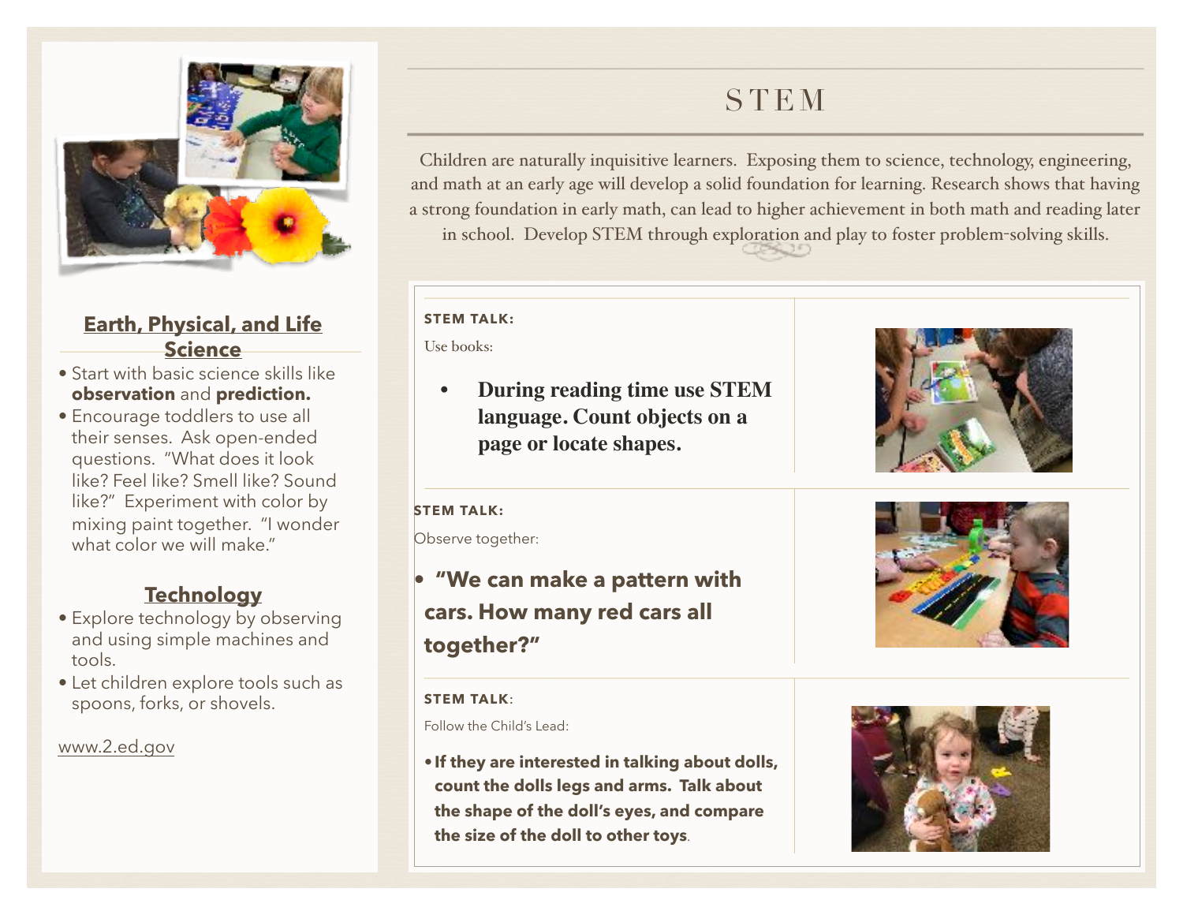# STEM

Children are naturally inquisitive learners. Exposing them to science, technology, engineering, and math at an early age will develop a solid foundation for learning. Research shows that having a strong foundation in early math, can lead to higher achievement in both math and reading later in school. Develop STEM through exploration and play to foster problem-solving skills.

## Earth, Physical, and Life Science

- Start with basic science skills like **observation** and **prediction.**
- Encourage toddlers to use all their senses. Ask open-ended questions. "What does it look like? Feel like? Smell like? Sound like?" Experiment with color by mixing paint together. "I wonder what color we will make."

## Technology

- Explore technology by observing and using simple machines and tools.
- Let children explore tools such as spoons, forks, or shovels.

www.2.ed.gov

**STEM TALK:**

Use books:

- **During reading time use STEM language. Count objects on a page or locate shapes.**

**STEM TALK:**

Observe together:

- **"We can make a pattern with cars. How many red cars all together?"**

**STEM TALK:**

Follow the Child's Lead:

- **If they are interested in talking about dolls, count the dolls legs and arms. Talk about the shape of the doll's eyes, and compare the size of the doll to other toys**.